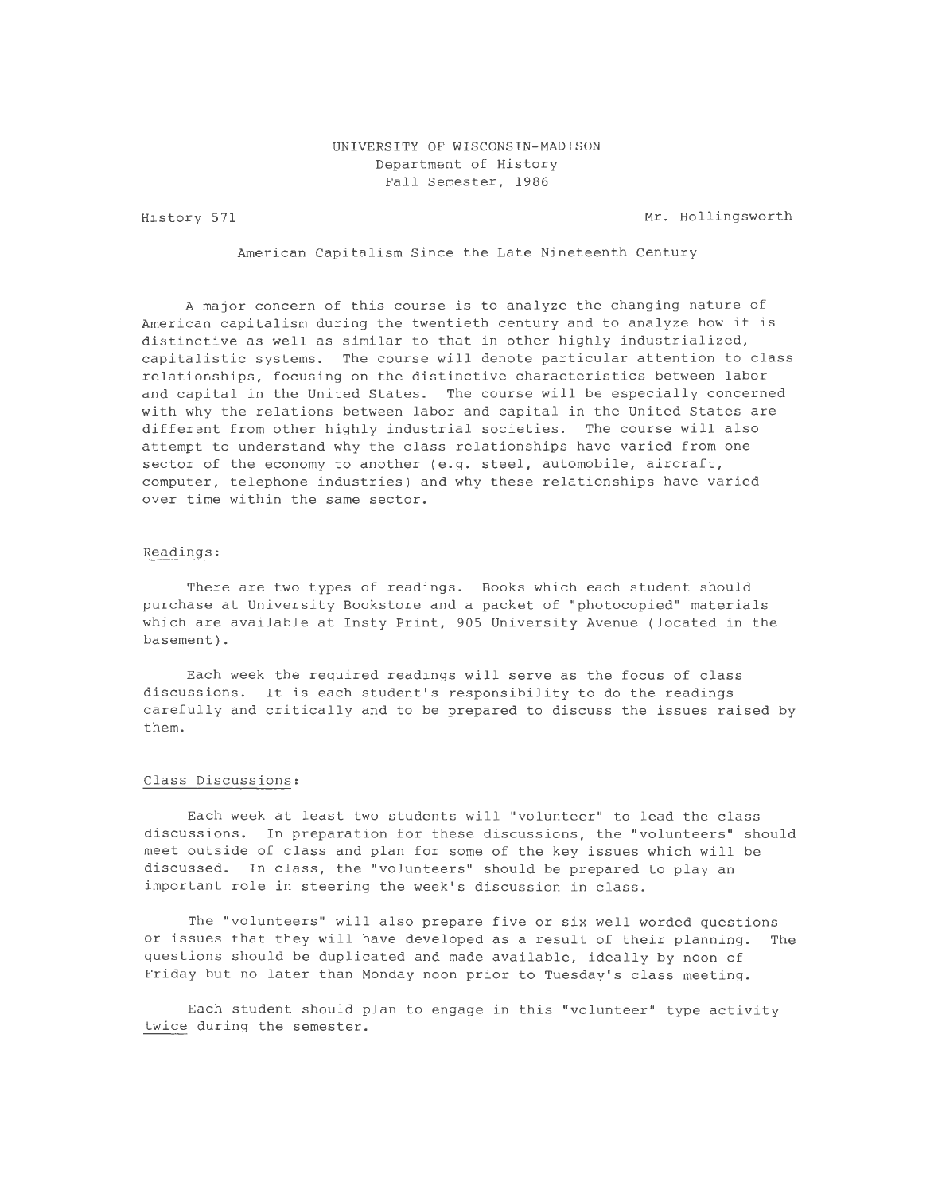UNIVERSITY OF WISCONSIN-MADISON
Department of History
Fall Semester, 1986

History 571 Mr. Hollingsworth

American Capitalism Since the Late Nineteenth Century

A major concern of this course is to analyze the changing nature of American capitalism during the twentieth century and to analyze how it is distinctive as well as similar to that in other highly industrialized, capitalistic systems. The course will denote particular attention to class relationships, focusing on the distinctive characteristics between labor and capital in the United States. The course will be especially concerned with why the relations between labor and capital in the United States are different from other highly industrial societies. The course will also attempt to understand why the class relationships have varied from one sector of the economy to another (e.g. steel, automobile, aircraft, computer, telephone industries) and why these relationships have varied over time within the same sector.

## Readings:

There are two types of readings. Books which each student should purchase at University Bookstore and a packet of "photocopied" materials which are available at Insty Print, 905 University Avenue (located in the basement).

Each week the required readings will serve as the focus of class discussions. It is each student's responsibility to do the readings carefully and critically and to be prepared to discuss the issues raised by them.

## Class Discussions:

Each week at least two students will "volunteer" to lead the class discussions. In preparation for these discussions, the "volunteers" should meet outside of class and plan for some of the key issues which will be discussed. In class, the "volunteers" should be prepared to play an important role in steering the week's discussion in class.

The "volunteers" will also prepare five or six well worded questions or issues that they will have developed as a result of their planning. The questions should be duplicated and made available, ideally by noon of Friday but no later than Monday noon prior to Tuesday's class meeting.

Each student should plan to engage in this "volunteer" type activity twice during the semester.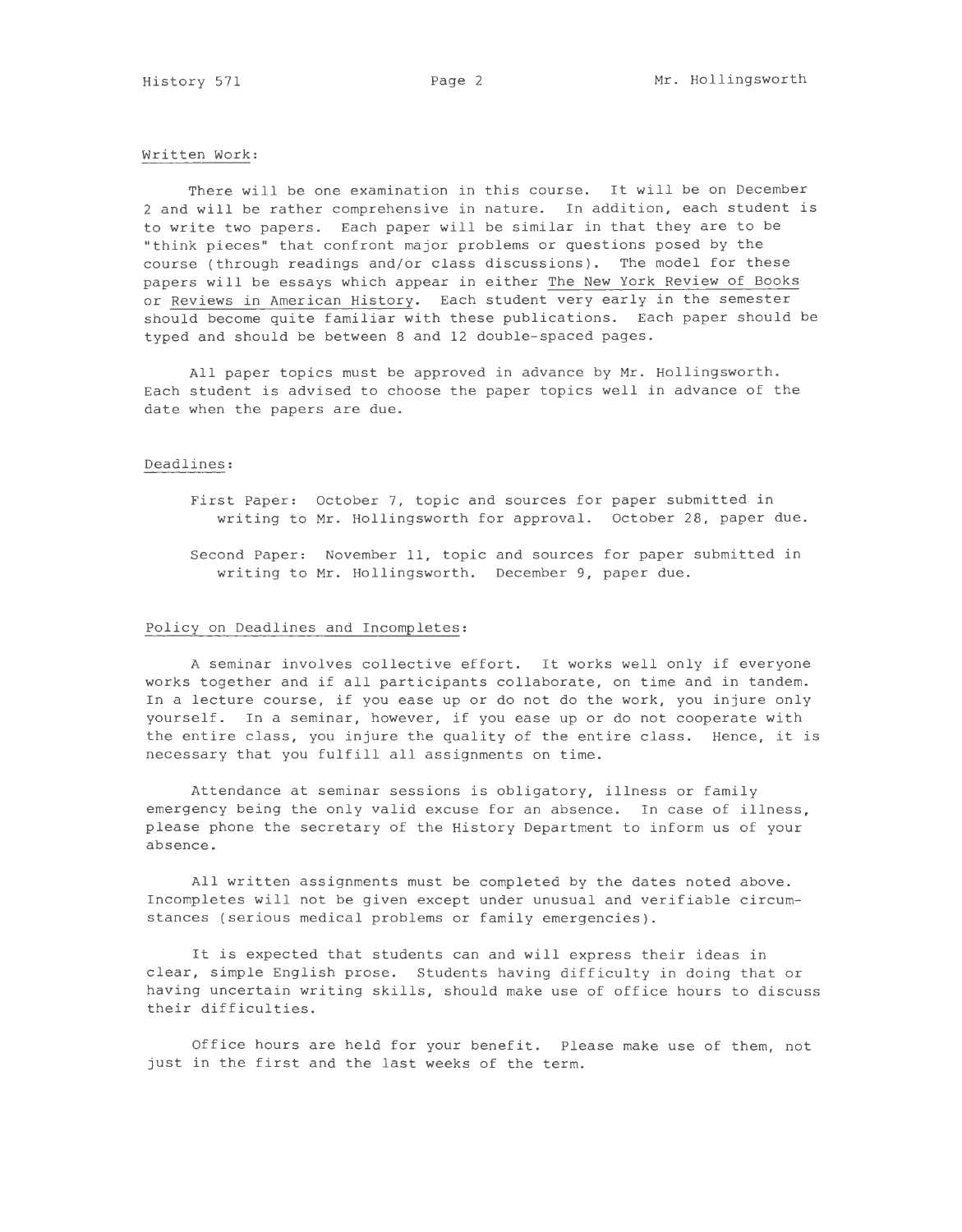## Written Work:

There will be one examination in this course. It will be on December 2 and will be rather comprehensive in nature. In addition, each student is to write two papers. Each paper will be similar in that they are to be "think pieces" that confront major problems or questions posed by the course (through readings and/or class discussions). The model for these papers will be essays which appear in either The New York Review of Books or Reviews in American History. Each student very early in the semester should become quite familiar with these publications. Each paper should be typed and should be between 8 and 12 double-spaced pages.

All paper topics must be approved in advance by Mr. Hollingsworth. Each student is advised to choose the paper topics well in advance of the date when the papers are due.

## Deadlines:

First Paper: October 7, topic and sources for paper submitted in writing to Mr. Hollingsworth for approval. October 28, paper due.

Second Paper: November 11, topic and sources for paper submitted in writing to Mr. Hollingsworth. December 9, paper due.

## Policy on Deadlines and Incompletes:

A seminar involves collective effort. It works well only if everyone works together and if all participants collaborate, on time and in tandem. In a lecture course, if you ease up or do not do the work, you injure only yourself. In a seminar, however, if you ease up or do not cooperate with the entire class, you injure the quality of the entire class. Hence, it is necessary that you fulfill all assignments on time.

Attendance at seminar sessions is obligatory, illness or family emergency being the only valid excuse for an absence. In case of illness, please phone the secretary of the History Department to inform us of your absence.

All written assignments must be completed by the dates noted above. Incompletes will not be given except under unusual and verifiable circumstances (serious medical problems or family emergencies).

It is expected that students can and will express their ideas in clear, simple English prose. Students having difficulty in doing that or having uncertain writing skills, should make use of office hours to discuss their difficulties.

Office hours are held for your benefit. Please make use of them, not just in the first and the last weeks of the term.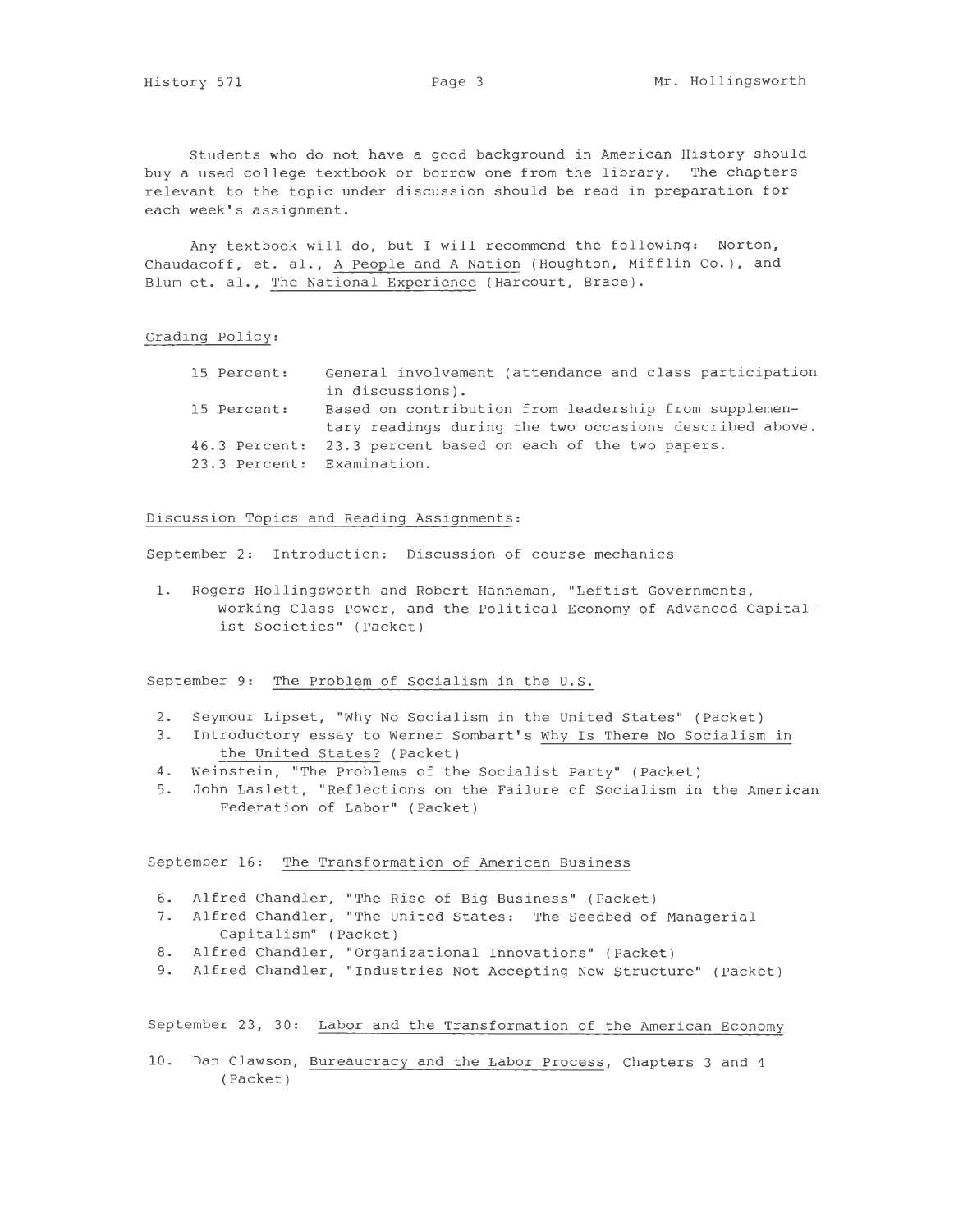Students who do not have a good background in American History should buy a used college textbook or borrow one from the library. The chapters relevant to the topic under discussion should be read in preparation for each week's assignment.

Any textbook will do, but I will recommend the following: Norton, Chaudacoff, et. al., A People and A Nation (Houghton, Mifflin Co.), and Blum et. al., The National Experience (Harcourt, Brace).

## Grading Policy:

| | |
|---|---|
| 15 Percent: | General involvement (attendance and class participation in discussions). |
| 15 Percent: | Based on contribution from leadership from supplementary readings during the two occasions described above. |
| 46.3 Percent: | 23.3 percent based on each of the two papers. |
| 23.3 Percent: | Examination. |

## Discussion Topics and Reading Assignments:

September 2: Introduction: Discussion of course mechanics

1. Rogers Hollingsworth and Robert Hanneman, "Leftist Governments, Working Class Power, and the Political Economy of Advanced Capitalist Societies" (Packet)

### September 9: The Problem of Socialism in the U.S.

2. Seymour Lipset, "Why No Socialism in the United States" (Packet)
3. Introductory essay to Werner Sombart's *Why Is There No Socialism in the United States?* (Packet)
4. Weinstein, "The Problems of the Socialist Party" (Packet)
5. John Laslett, "Reflections on the Failure of Socialism in the American Federation of Labor" (Packet)

### September 16: The Transformation of American Business

6. Alfred Chandler, "The Rise of Big Business" (Packet)
7. Alfred Chandler, "The United States: The Seedbed of Managerial Capitalism" (Packet)
8. Alfred Chandler, "Organizational Innovations" (Packet)
9. Alfred Chandler, "Industries Not Accepting New Structure" (Packet)

### September 23, 30: Labor and the Transformation of the American Economy

10. Dan Clawson, *Bureaucracy and the Labor Process*, Chapters 3 and 4 (Packet)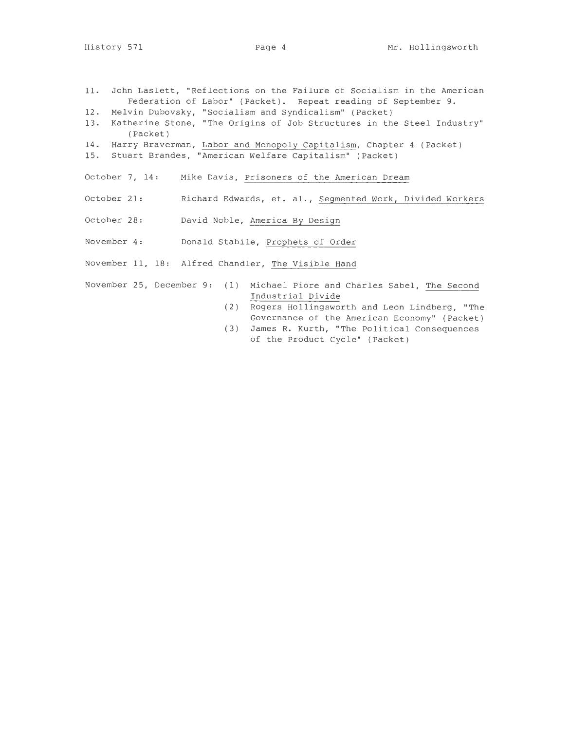11. John Laslett, "Reflections on the Failure of Socialism in the American Federation of Labor" (Packet). Repeat reading of September 9.
12. Melvin Dubovsky, "Socialism and Syndicalism" (Packet)
13. Katherine Stone, "The Origins of Job Structures in the Steel Industry" (Packet)
14. Harry Braverman, _Labor and Monopoly Capitalism_, Chapter 4 (Packet)
15. Stuart Brandes, "American Welfare Capitalism" (Packet)

October 7, 14: Mike Davis, _Prisoners of the American Dream_

October 21: Richard Edwards, et. al., _Segmented Work, Divided Workers_

October 28: David Noble, _America By Design_

November 4: Donald Stabile, _Prophets of Order_

November 11, 18: Alfred Chandler, _The Visible Hand_

November 25, December 9:

(1) Michael Piore and Charles Sabel, _The Second Industrial Divide_
(2) Rogers Hollingsworth and Leon Lindberg, "The Governance of the American Economy" (Packet)
(3) James R. Kurth, "The Political Consequences of the Product Cycle" (Packet)